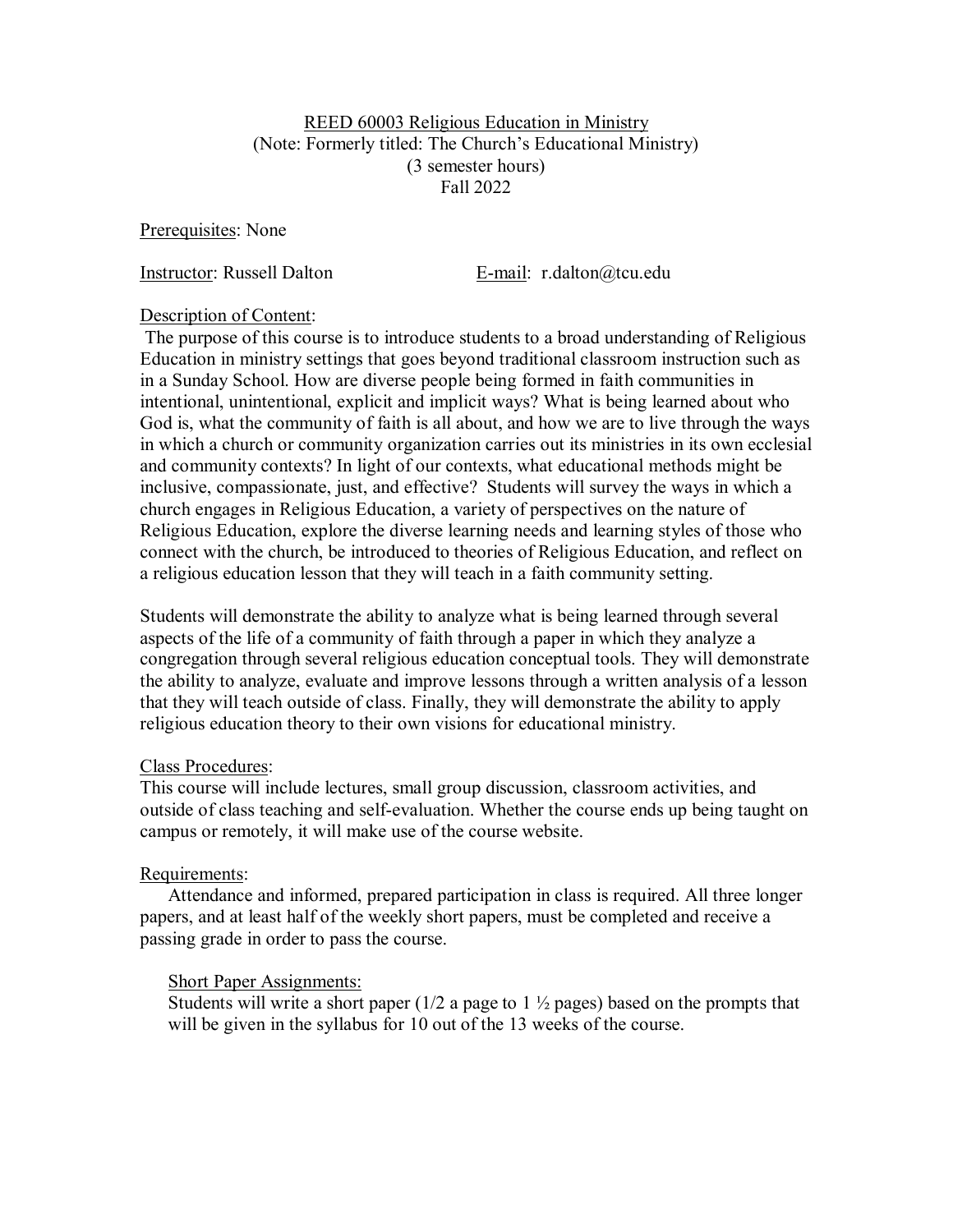# REED 60003 Religious Education in Ministry

(Note: Formerly titled: The Church's Educational Ministry)
(3 semester hours)
Fall 2022

Prerequisites: None

Instructor: Russell Dalton E-mail: r.dalton@tcu.edu

## Description of Content:

The purpose of this course is to introduce students to a broad understanding of Religious Education in ministry settings that goes beyond traditional classroom instruction such as in a Sunday School. How are diverse people being formed in faith communities in intentional, unintentional, explicit and implicit ways? What is being learned about who God is, what the community of faith is all about, and how we are to live through the ways in which a church or community organization carries out its ministries in its own ecclesial and community contexts? In light of our contexts, what educational methods might be inclusive, compassionate, just, and effective? Students will survey the ways in which a church engages in Religious Education, a variety of perspectives on the nature of Religious Education, explore the diverse learning needs and learning styles of those who connect with the church, be introduced to theories of Religious Education, and reflect on a religious education lesson that they will teach in a faith community setting.

Students will demonstrate the ability to analyze what is being learned through several aspects of the life of a community of faith through a paper in which they analyze a congregation through several religious education conceptual tools. They will demonstrate the ability to analyze, evaluate and improve lessons through a written analysis of a lesson that they will teach outside of class. Finally, they will demonstrate the ability to apply religious education theory to their own visions for educational ministry.

## Class Procedures:

This course will include lectures, small group discussion, classroom activities, and outside of class teaching and self-evaluation. Whether the course ends up being taught on campus or remotely, it will make use of the course website.

## Requirements:

Attendance and informed, prepared participation in class is required. All three longer papers, and at least half of the weekly short papers, must be completed and receive a passing grade in order to pass the course.

### Short Paper Assignments:

Students will write a short paper (1/2 a page to 1 ½ pages) based on the prompts that will be given in the syllabus for 10 out of the 13 weeks of the course.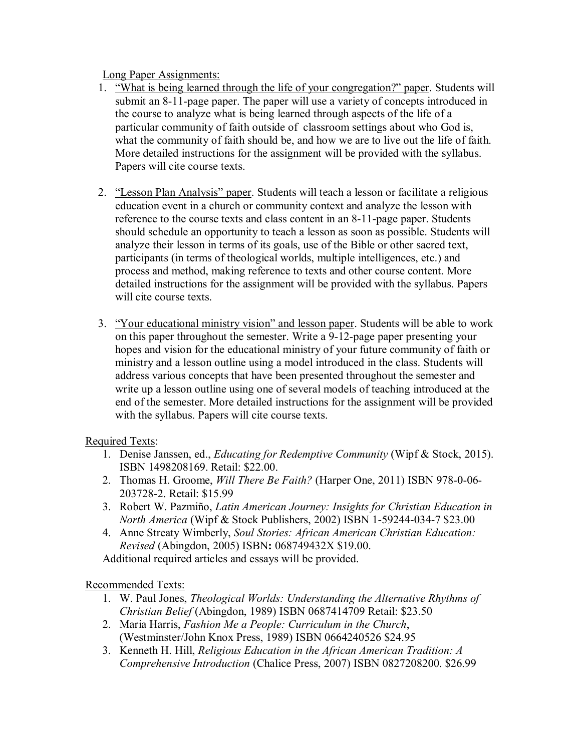Long Paper Assignments:

1. "What is being learned through the life of your congregation?" paper. Students will submit an 8-11-page paper. The paper will use a variety of concepts introduced in the course to analyze what is being learned through aspects of the life of a particular community of faith outside of classroom settings about who God is, what the community of faith should be, and how we are to live out the life of faith. More detailed instructions for the assignment will be provided with the syllabus. Papers will cite course texts.

2. "Lesson Plan Analysis" paper. Students will teach a lesson or facilitate a religious education event in a church or community context and analyze the lesson with reference to the course texts and class content in an 8-11-page paper. Students should schedule an opportunity to teach a lesson as soon as possible. Students will analyze their lesson in terms of its goals, use of the Bible or other sacred text, participants (in terms of theological worlds, multiple intelligences, etc.) and process and method, making reference to texts and other course content. More detailed instructions for the assignment will be provided with the syllabus. Papers will cite course texts.

3. "Your educational ministry vision" and lesson paper. Students will be able to work on this paper throughout the semester. Write a 9-12-page paper presenting your hopes and vision for the educational ministry of your future community of faith or ministry and a lesson outline using a model introduced in the class. Students will address various concepts that have been presented throughout the semester and write up a lesson outline using one of several models of teaching introduced at the end of the semester. More detailed instructions for the assignment will be provided with the syllabus. Papers will cite course texts.

Required Texts:

1. Denise Janssen, ed., *Educating for Redemptive Community* (Wipf & Stock, 2015). ISBN 1498208169. Retail: $22.00.
2. Thomas H. Groome, *Will There Be Faith?* (Harper One, 2011) ISBN 978-0-06-203728-2. Retail: $15.99
3. Robert W. Pazmiño, *Latin American Journey: Insights for Christian Education in North America* (Wipf & Stock Publishers, 2002) ISBN 1-59244-034-7 $23.00
4. Anne Streaty Wimberly, *Soul Stories: African American Christian Education: Revised* (Abingdon, 2005) ISBN**:** 068749432X $19.00.

Additional required articles and essays will be provided.

Recommended Texts:

1. W. Paul Jones, *Theological Worlds: Understanding the Alternative Rhythms of Christian Belief* (Abingdon, 1989) ISBN 0687414709 Retail: $23.50
2. Maria Harris, *Fashion Me a People: Curriculum in the Church*, (Westminster/John Knox Press, 1989) ISBN 0664240526 $24.95
3. Kenneth H. Hill, *Religious Education in the African American Tradition: A Comprehensive Introduction* (Chalice Press, 2007) ISBN 0827208200. $26.99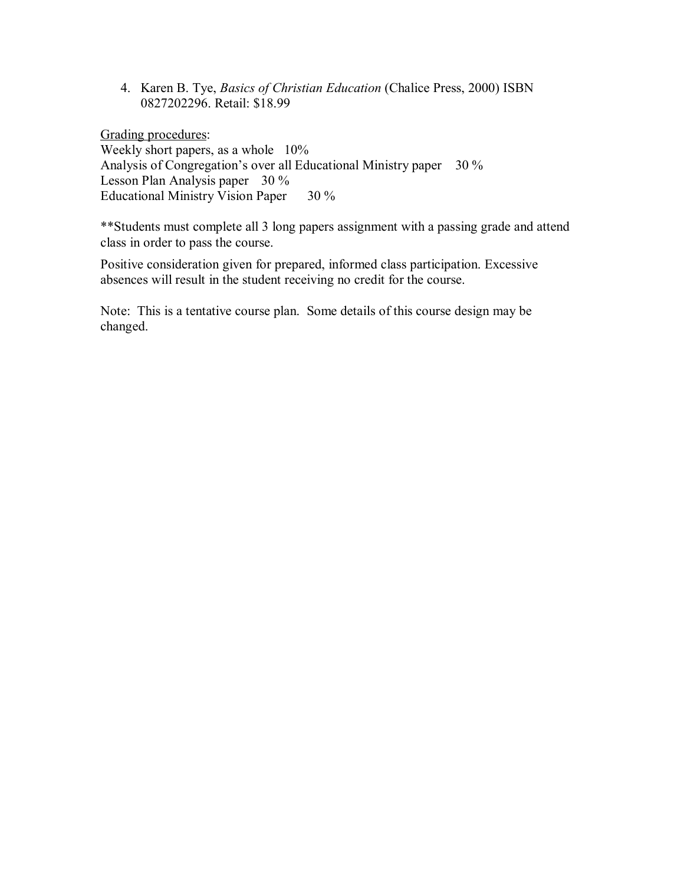4. Karen B. Tye, *Basics of Christian Education* (Chalice Press, 2000) ISBN 0827202296. Retail: $18.99

Grading procedures:
Weekly short papers, as a whole 10%
Analysis of Congregation's over all Educational Ministry paper 30 %
Lesson Plan Analysis paper 30 %
Educational Ministry Vision Paper 30 %

**Students must complete all 3 long papers assignment with a passing grade and attend class in order to pass the course.

Positive consideration given for prepared, informed class participation. Excessive absences will result in the student receiving no credit for the course.

Note: This is a tentative course plan. Some details of this course design may be changed.